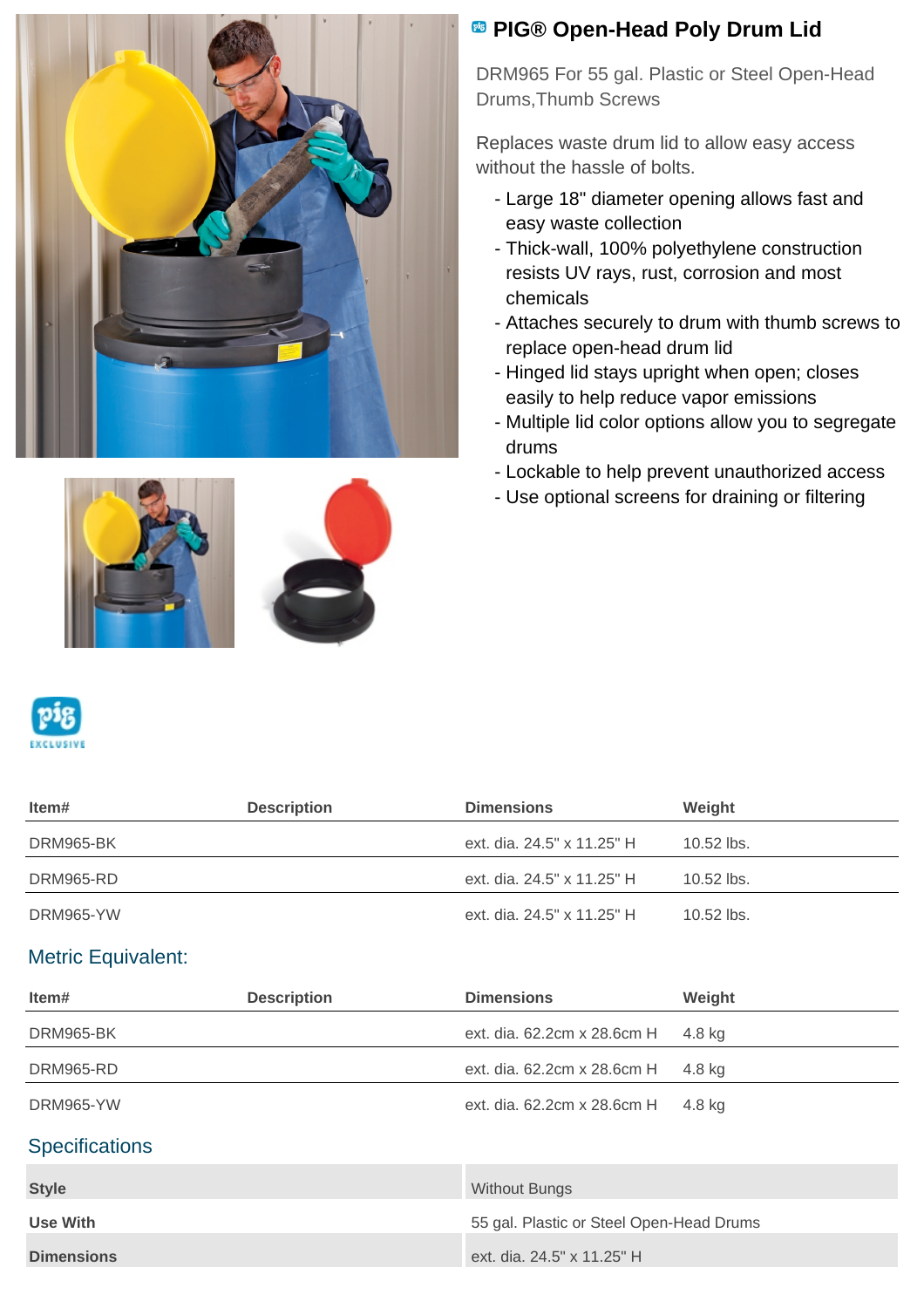# PIG® Open-Head Poly Drum Lid

DRM965 For 55 gal. Plastic or Steel Open-Head Drums,Thumb Screws

Replaces waste drum lid to allow easy access without the hassle of bolts.

- Large 18" diameter opening allows fast and easy waste collection
- Thick-wall, 100% polyethylene construction resists UV rays, rust, corrosion and most chemicals
- Attaches securely to drum with thumb screws to replace open-head drum lid
- Hinged lid stays upright when open; closes easily to help reduce vapor emissions
- Multiple lid color options allow you to segregate drums
- Lockable to help prevent unauthorized access
- Use optional screens for draining or filtering

| Item# | Description | Dimensions | Weight |
| --- | --- | --- | --- |
| DRM965-BK | | ext. dia. 24.5" x 11.25" H | 10.52 lbs. |
| DRM965-RD | | ext. dia. 24.5" x 11.25" H | 10.52 lbs. |
| DRM965-YW | | ext. dia. 24.5" x 11.25" H | 10.52 lbs. |

## Metric Equivalent:

| Item# | Description | Dimensions | Weight |
| --- | --- | --- | --- |
| DRM965-BK | | ext. dia. 62.2cm x 28.6cm H | 4.8 kg |
| DRM965-RD | | ext. dia. 62.2cm x 28.6cm H | 4.8 kg |
| DRM965-YW | | ext. dia. 62.2cm x 28.6cm H | 4.8 kg |

## Specifications

| | |
| --- | --- |
| **Style** | Without Bungs |
| **Use With** | 55 gal. Plastic or Steel Open-Head Drums |
| **Dimensions** | ext. dia. 24.5" x 11.25" H |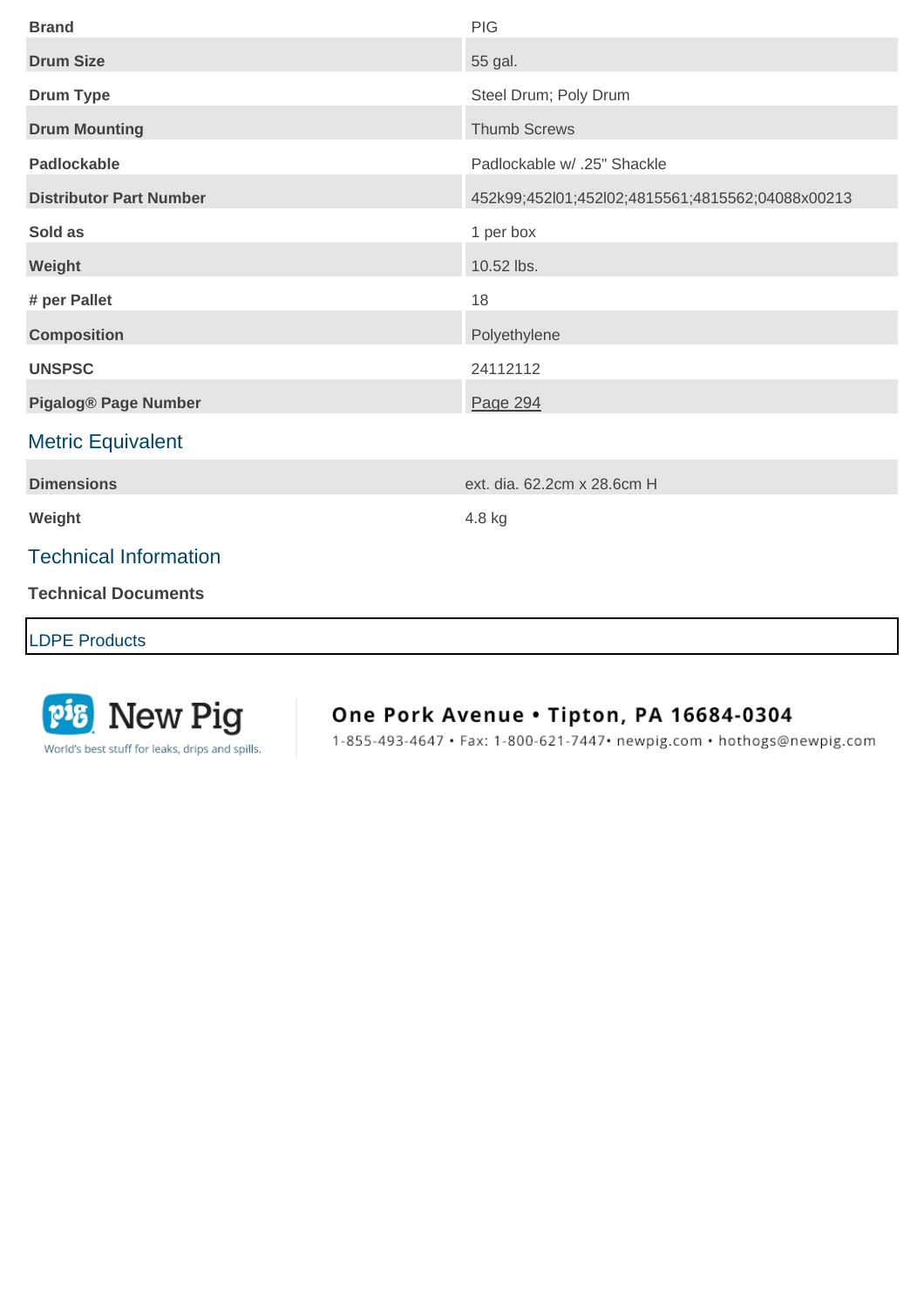| | |
|---|---|
| **Brand** | PIG |
| **Drum Size** | 55 gal. |
| **Drum Type** | Steel Drum; Poly Drum |
| **Drum Mounting** | Thumb Screws |
| **Padlockable** | Padlockable w/ .25" Shackle |
| **Distributor Part Number** | 452k99;452l01;452l02;4815561;4815562;04088x00213 |
| **Sold as** | 1 per box |
| **Weight** | 10.52 lbs. |
| **# per Pallet** | 18 |
| **Composition** | Polyethylene |
| **UNSPSC** | 24112112 |
| **Pigalog® Page Number** | Page 294 |

## Metric Equivalent

| | |
|---|---|
| **Dimensions** | ext. dia. 62.2cm x 28.6cm H |
| **Weight** | 4.8 kg |

## Technical Information

**Technical Documents**

LDPE Products

New Pig
World's best stuff for leaks, drips and spills.

**One Pork Avenue • Tipton, PA 16684-0304**

1-855-493-4647 • Fax: 1-800-621-7447• newpig.com • hothogs@newpig.com